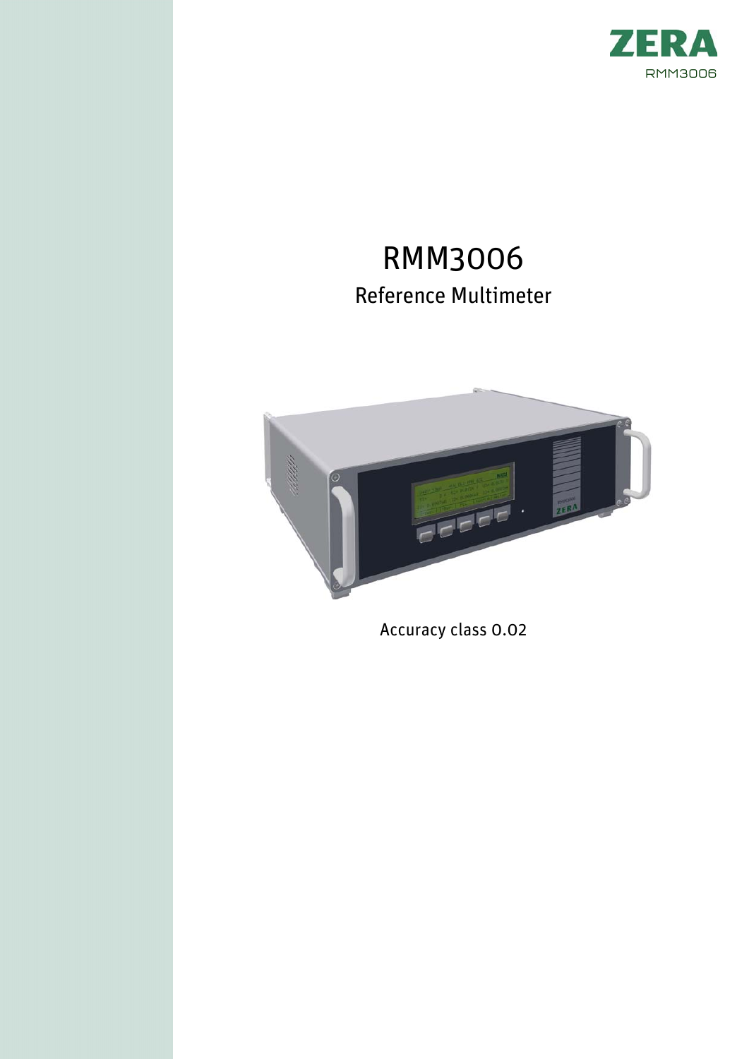ZERA

RMM3006

# RMM3006

## Reference Multimeter

Accuracy class 0.02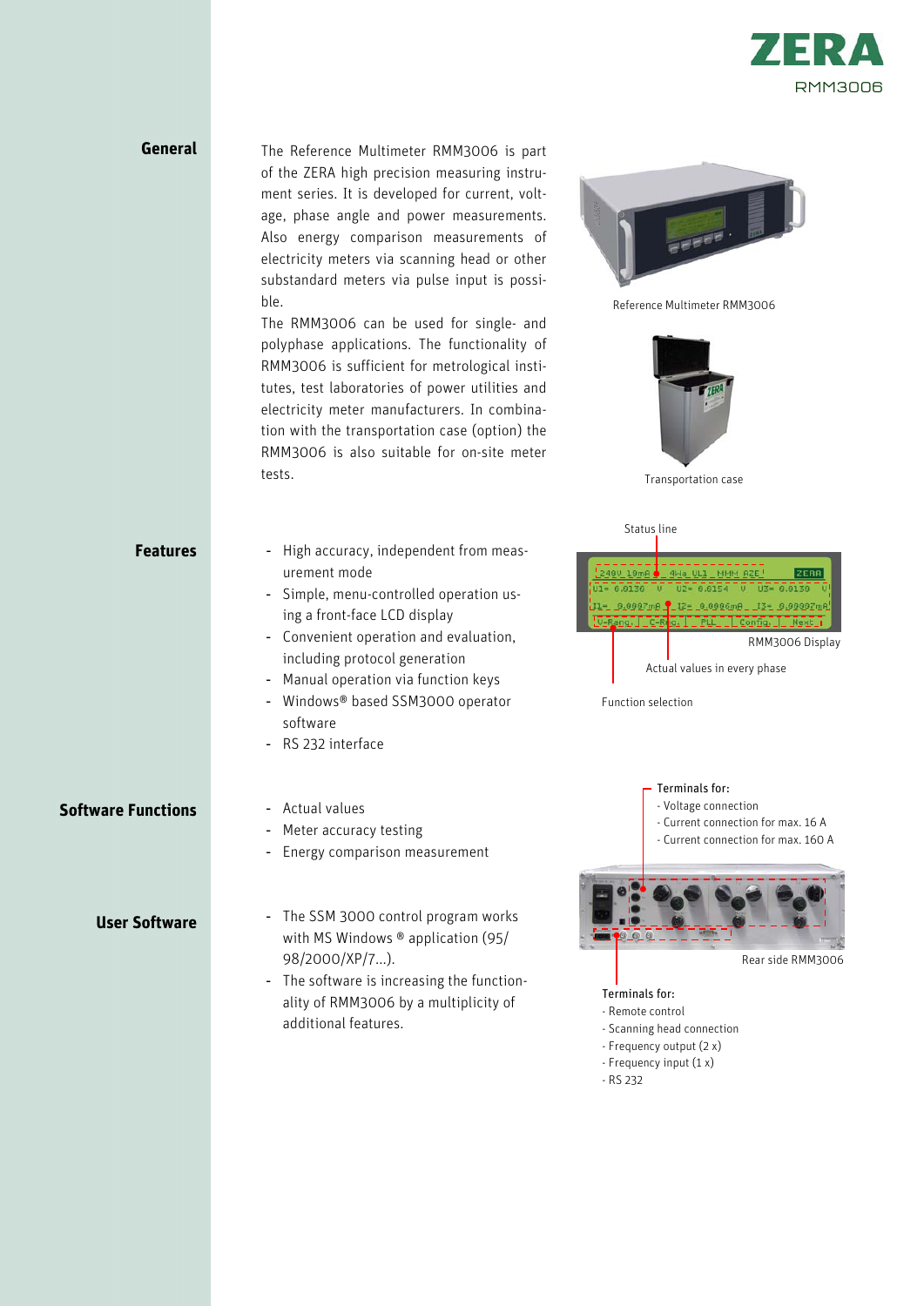## General

The Reference Multimeter RMM3006 is part of the ZERA high precision measuring instrument series. It is developed for current, voltage, phase angle and power measurements. Also energy comparison measurements of electricity meters via scanning head or other substandard meters via pulse input is possible.

The RMM3006 can be used for single- and polyphase applications. The functionality of RMM3006 is sufficient for metrological institutes, test laboratories of power utilities and electricity meter manufacturers. In combination with the transportation case (option) the RMM3006 is also suitable for on-site meter tests.

Reference Multimeter RMM3006

Transportation case

## Features

- High accuracy, independent from measurement mode
- Simple, menu-controlled operation using a front-face LCD display
- Convenient operation and evaluation, including protocol generation
- Manual operation via function keys
- Windows® based SSM3000 operator software
- RS 232 interface

Status line

RMM3006 Display

Actual values in every phase

Function selection

## Software Functions

- Actual values
- Meter accuracy testing
- Energy comparison measurement

Terminals for:
- Voltage connection
- Current connection for max. 16 A
- Current connection for max. 160 A

## User Software

- The SSM 3000 control program works with MS Windows ® application (95/ 98/2000/XP/7...).
- The software is increasing the functionality of RMM3006 by a multiplicity of additional features.

Rear side RMM3006

Terminals for:
- Remote control
- Scanning head connection
- Frequency output (2 x)
- Frequency input (1 x)
- RS 232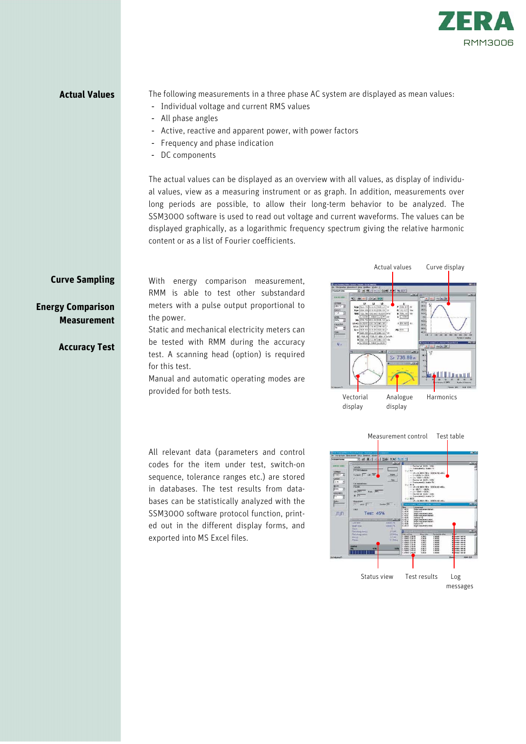## Actual Values

The following measurements in a three phase AC system are displayed as mean values:

- Individual voltage and current RMS values
- All phase angles
- Active, reactive and apparent power, with power factors
- Frequency and phase indication
- DC components

The actual values can be displayed as an overview with all values, as display of individual values, view as a measuring instrument or as graph. In addition, measurements over long periods are possible, to allow their long-term behavior to be analyzed. The SSM3000 software is used to read out voltage and current waveforms. The values can be displayed graphically, as a logarithmic frequency spectrum giving the relative harmonic content or as a list of Fourier coefficients.

## Curve Sampling

## Energy Comparison Measurement

## Accuracy Test

With energy comparison measurement, RMM is able to test other substandard meters with a pulse output proportional to the power.

Static and mechanical electricity meters can be tested with RMM during the accuracy test. A scanning head (option) is required for this test.

Manual and automatic operating modes are provided for both tests.

Actual values, Curve display, Vectorial display, Analogue display, Harmonics

All relevant data (parameters and control codes for the item under test, switch-on sequence, tolerance ranges etc.) are stored in databases. The test results from databases can be statistically analyzed with the SSM3000 software protocol function, printed out in the different display forms, and exported into MS Excel files.

Measurement control, Test table, Status view, Test results, Log messages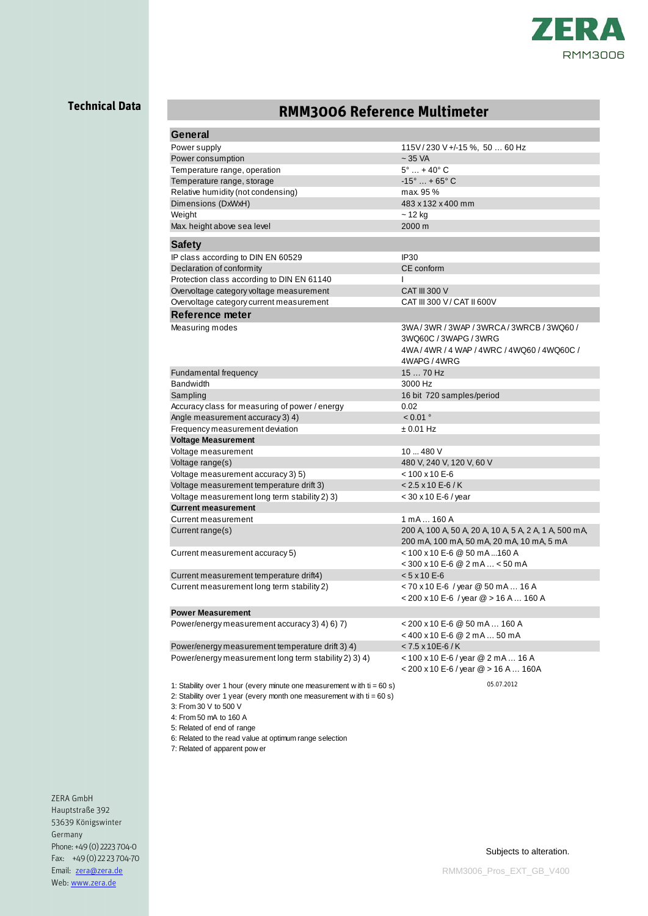ZERA
RMM3006

# Technical Data

## RMM3006 Reference Multimeter

| | |
|---|---|
| **General** | |
| Power supply | 115V / 230 V +/-15 %, 50 … 60 Hz |
| Power consumption | ~ 35 VA |
| Temperature range, operation | 5° … + 40° C |
| Temperature range, storage | -15° … + 65° C |
| Relative humidity (not condensing) | max. 95 % |
| Dimensions (DxWxH) | 483 x 132 x 400 mm |
| Weight | ~ 12 kg |
| Max. height above sea level | 2000 m |
| **Safety** | |
| IP class according to DIN EN 60529 | IP30 |
| Declaration of conformity | CE conform |
| Protection class according to DIN EN 61140 | I |
| Overvoltage category voltage measurement | CAT III 300 V |
| Overvoltage category current measurement | CAT III 300 V / CAT II 600V |
| **Reference meter** | |
| Measuring modes | 3WA / 3WR / 3WAP / 3WRCA / 3WRCB / 3WQ60 / 3WQ60C / 3WAPG / 3WRG<br>4WA / 4WR / 4 WAP / 4WRC / 4WQ60 / 4WQ60C / 4WAPG / 4WRG |
| Fundamental frequency | 15 … 70 Hz |
| Bandwidth | 3000 Hz |
| Sampling | 16 bit 720 samples/period |
| Accuracy class for measuring of power / energy | 0.02 |
| Angle measurement accuracy 3) 4) | < 0.01 ° |
| Frequency measurement deviation | ± 0.01 Hz |
| **Voltage Measurement** | |
| Voltage measurement | 10 ... 480 V |
| Voltage range(s) | 480 V, 240 V, 120 V, 60 V |
| Voltage measurement accuracy 3) 5) | < 100 x 10 E-6 |
| Voltage measurement temperature drift 3) | < 2.5 x 10 E-6 / K |
| Voltage measurement long term stability 2) 3) | < 30 x 10 E-6 / year |
| **Current measurement** | |
| Current measurement | 1 mA … 160 A |
| Current range(s) | 200 A, 100 A, 50 A, 20 A, 10 A, 5 A, 2 A, 1 A, 500 mA, 200 mA, 100 mA, 50 mA, 20 mA, 10 mA, 5 mA |
| Current measurement accuracy 5) | < 100 x 10 E-6 @ 50 mA ...160 A<br>< 300 x 10 E-6 @ 2 mA … < 50 mA |
| Current measurement temperature drift4) | < 5 x 10 E-6 |
| Current measurement long term stability 2) | < 70 x 10 E-6 / year @ 50 mA … 16 A<br>< 200 x 10 E-6 / year @ > 16 A … 160 A |
| **Power Measurement** | |
| Power/energy measurement accuracy 3) 4) 6) 7) | < 200 x 10 E-6 @ 50 mA … 160 A<br>< 400 x 10 E-6 @ 2 mA … 50 mA |
| Power/energy measurement temperature drift 3) 4) | < 7.5 x 10E-6 / K |
| Power/energy measurement long term stability 2) 3) 4) | < 100 x 10 E-6 / year @ 2 mA … 16 A<br>< 200 x 10 E-6 / year @ > 16 A … 160A |

1: Stability over 1 hour (every minute one measurement with ti = 60 s)
2: Stability over 1 year (every month one measurement with ti = 60 s)
3: From 30 V to 500 V
4: From 50 mA to 160 A
5: Related of end of range
6: Related to the read value at optimum range selection
7: Related of apparent power

05.07.2012

ZERA GmbH
Hauptstraße 392
53639 Königswinter
Germany
Phone: +49 (0) 2223 704-0
Fax: +49 (0) 22 23 704-70
Email: zera@zera.de
Web: www.zera.de

Subjects to alteration.

RMM3006_Pros_EXT_GB_V400